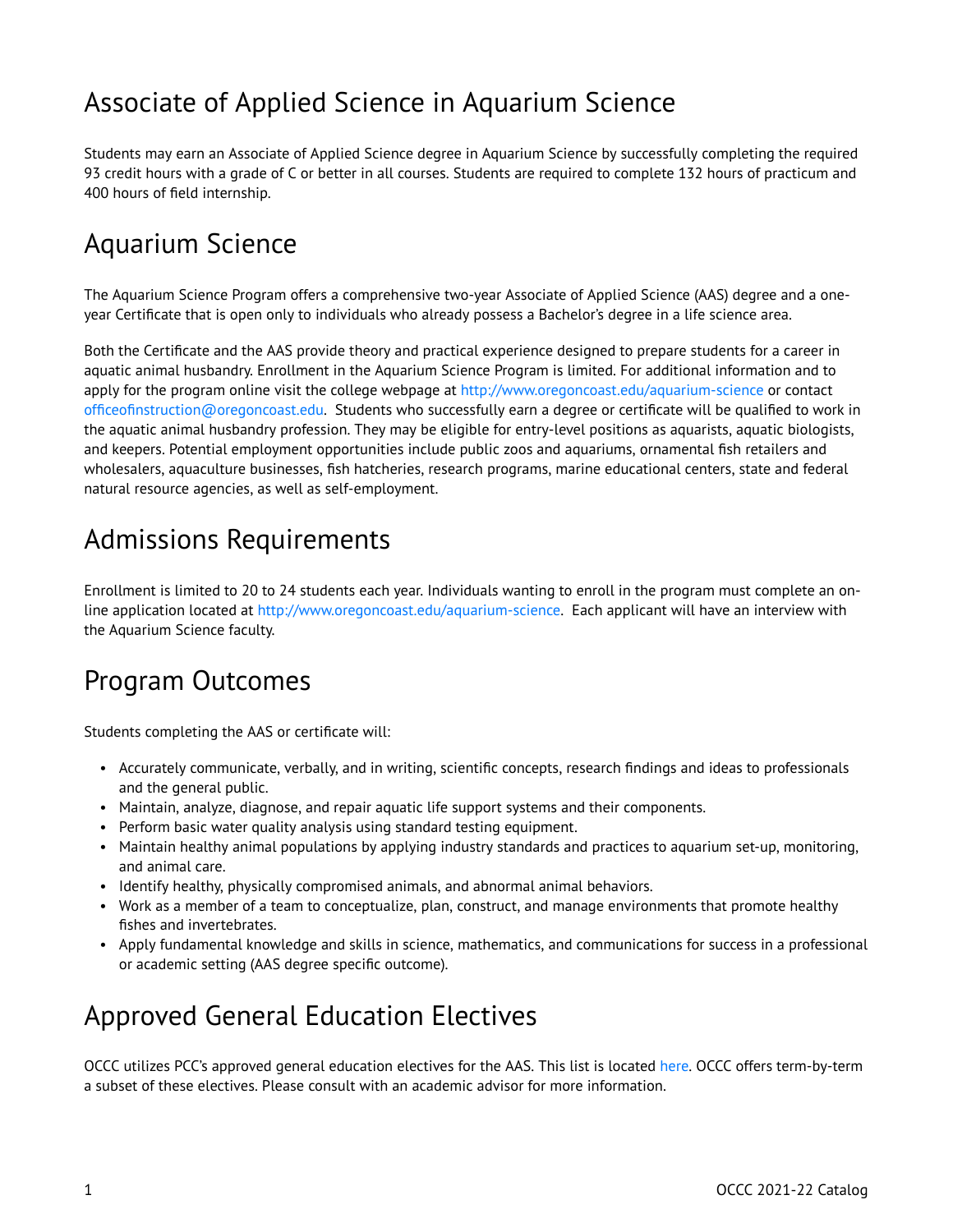# Associate of Applied Science in Aquarium Science

Students may earn an Associate of Applied Science degree in Aquarium Science by successfully completing the required 93 credit hours with a grade of C or better in all courses. Students are required to complete 132 hours of practicum and 400 hours of field internship.

# Aquarium Science

The Aquarium Science Program offers a comprehensive two-year Associate of Applied Science (AAS) degree and a one-year Certificate that is open only to individuals who already possess a Bachelor's degree in a life science area.

Both the Certificate and the AAS provide theory and practical experience designed to prepare students for a career in aquatic animal husbandry. Enrollment in the Aquarium Science Program is limited. For additional information and to apply for the program online visit the college webpage at http://www.oregoncoast.edu/aquarium-science or contact officeofinstruction@oregoncoast.edu. Students who successfully earn a degree or certificate will be qualified to work in the aquatic animal husbandry profession. They may be eligible for entry-level positions as aquarists, aquatic biologists, and keepers. Potential employment opportunities include public zoos and aquariums, ornamental fish retailers and wholesalers, aquaculture businesses, fish hatcheries, research programs, marine educational centers, state and federal natural resource agencies, as well as self-employment.

# Admissions Requirements

Enrollment is limited to 20 to 24 students each year. Individuals wanting to enroll in the program must complete an on-line application located at http://www.oregoncoast.edu/aquarium-science. Each applicant will have an interview with the Aquarium Science faculty.

# Program Outcomes

Students completing the AAS or certificate will:

- Accurately communicate, verbally, and in writing, scientific concepts, research findings and ideas to professionals and the general public.
- Maintain, analyze, diagnose, and repair aquatic life support systems and their components.
- Perform basic water quality analysis using standard testing equipment.
- Maintain healthy animal populations by applying industry standards and practices to aquarium set-up, monitoring, and animal care.
- Identify healthy, physically compromised animals, and abnormal animal behaviors.
- Work as a member of a team to conceptualize, plan, construct, and manage environments that promote healthy fishes and invertebrates.
- Apply fundamental knowledge and skills in science, mathematics, and communications for success in a professional or academic setting (AAS degree specific outcome).

# Approved General Education Electives

OCCC utilizes PCC's approved general education electives for the AAS. This list is located here. OCCC offers term-by-term a subset of these electives. Please consult with an academic advisor for more information.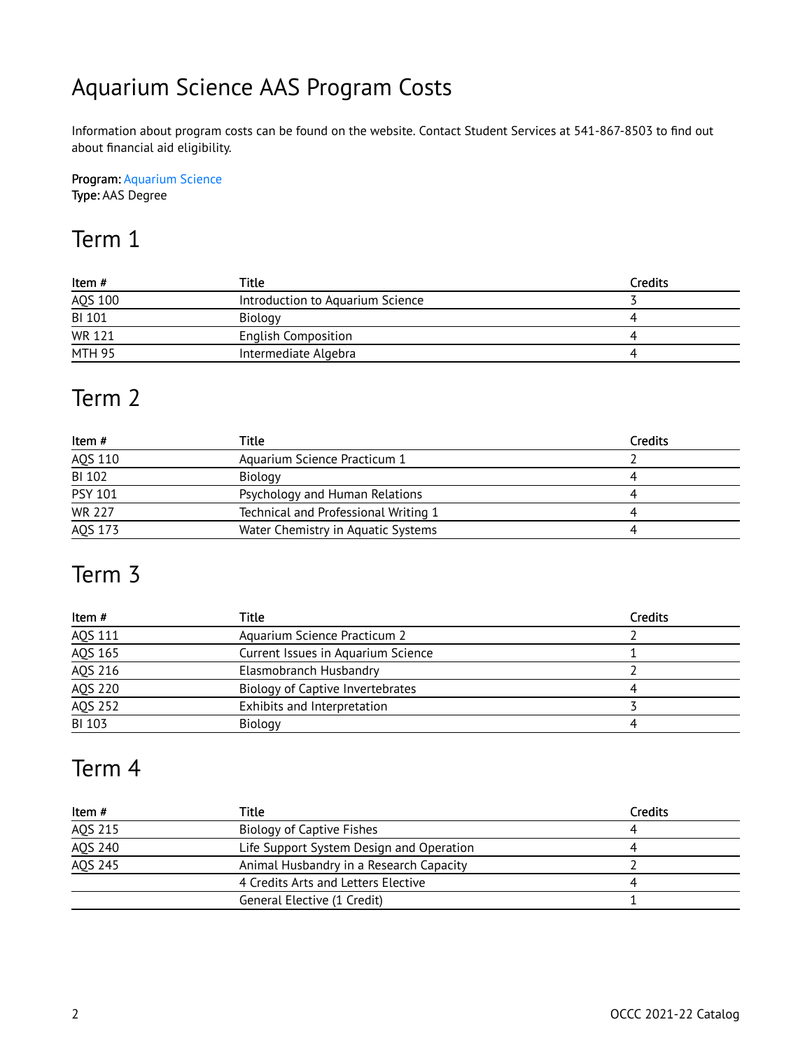# Aquarium Science AAS Program Costs

Information about program costs can be found on the website. Contact Student Services at 541-867-8503 to find out about financial aid eligibility.

**Program:** Aquarium Science
**Type:** AAS Degree

## Term 1

| Item # | Title | Credits |
|---|---|---|
| AQS 100 | Introduction to Aquarium Science | 3 |
| BI 101 | Biology | 4 |
| WR 121 | English Composition | 4 |
| MTH 95 | Intermediate Algebra | 4 |

## Term 2

| Item # | Title | Credits |
|---|---|---|
| AQS 110 | Aquarium Science Practicum 1 | 2 |
| BI 102 | Biology | 4 |
| PSY 101 | Psychology and Human Relations | 4 |
| WR 227 | Technical and Professional Writing 1 | 4 |
| AQS 173 | Water Chemistry in Aquatic Systems | 4 |

## Term 3

| Item # | Title | Credits |
|---|---|---|
| AQS 111 | Aquarium Science Practicum 2 | 2 |
| AQS 165 | Current Issues in Aquarium Science | 1 |
| AQS 216 | Elasmobranch Husbandry | 2 |
| AQS 220 | Biology of Captive Invertebrates | 4 |
| AQS 252 | Exhibits and Interpretation | 3 |
| BI 103 | Biology | 4 |

## Term 4

| Item # | Title | Credits |
|---|---|---|
| AQS 215 | Biology of Captive Fishes | 4 |
| AQS 240 | Life Support System Design and Operation | 4 |
| AQS 245 | Animal Husbandry in a Research Capacity | 2 |
| | 4 Credits Arts and Letters Elective | 4 |
| | General Elective (1 Credit) | 1 |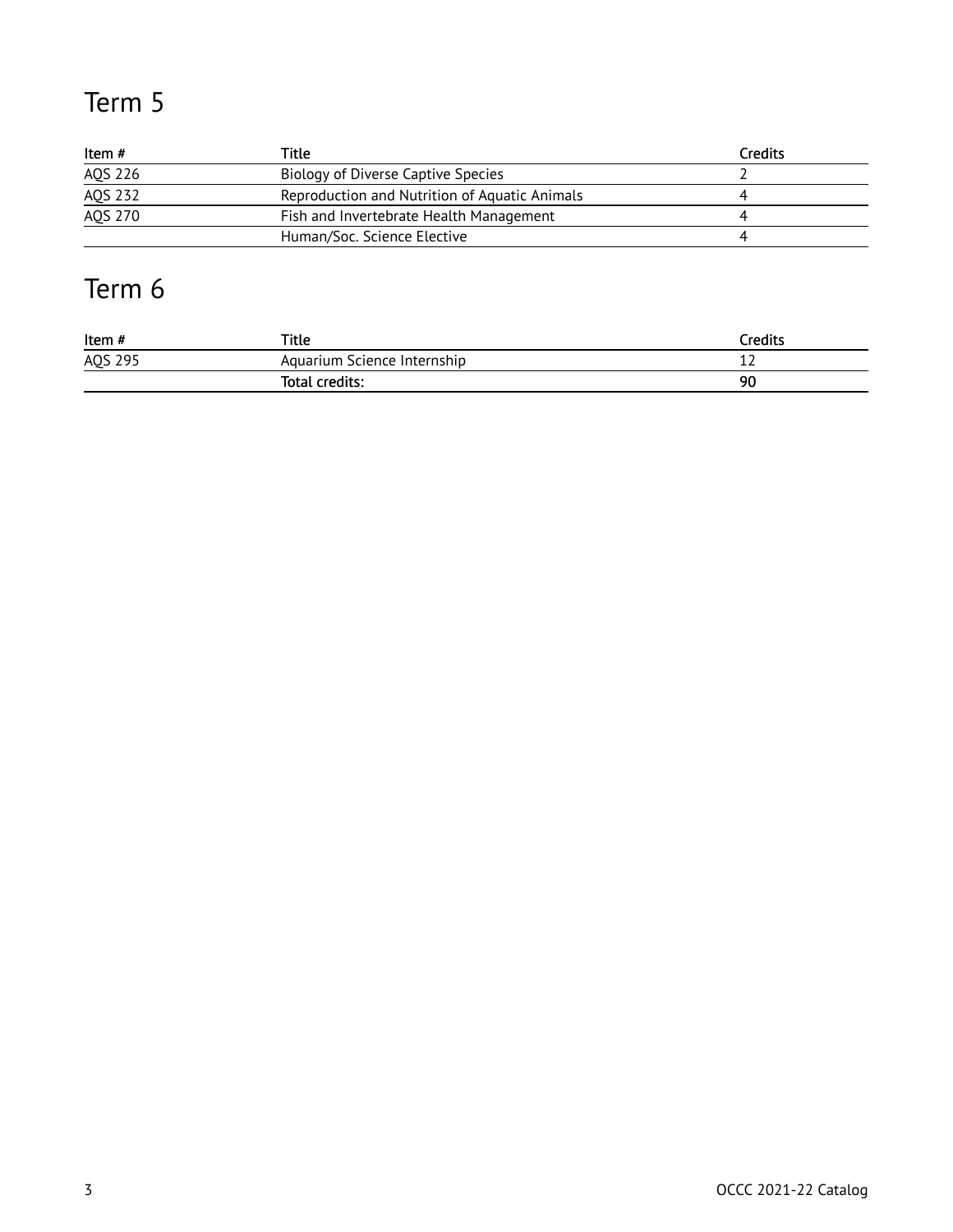# Term 5

| Item # | Title | Credits |
|---|---|---|
| AQS 226 | Biology of Diverse Captive Species | 2 |
| AQS 232 | Reproduction and Nutrition of Aquatic Animals | 4 |
| AQS 270 | Fish and Invertebrate Health Management | 4 |
| | Human/Soc. Science Elective | 4 |

# Term 6

| Item # | Title | Credits |
|---|---|---|
| AQS 295 | Aquarium Science Internship | 12 |
| | **Total credits:** | **90** |